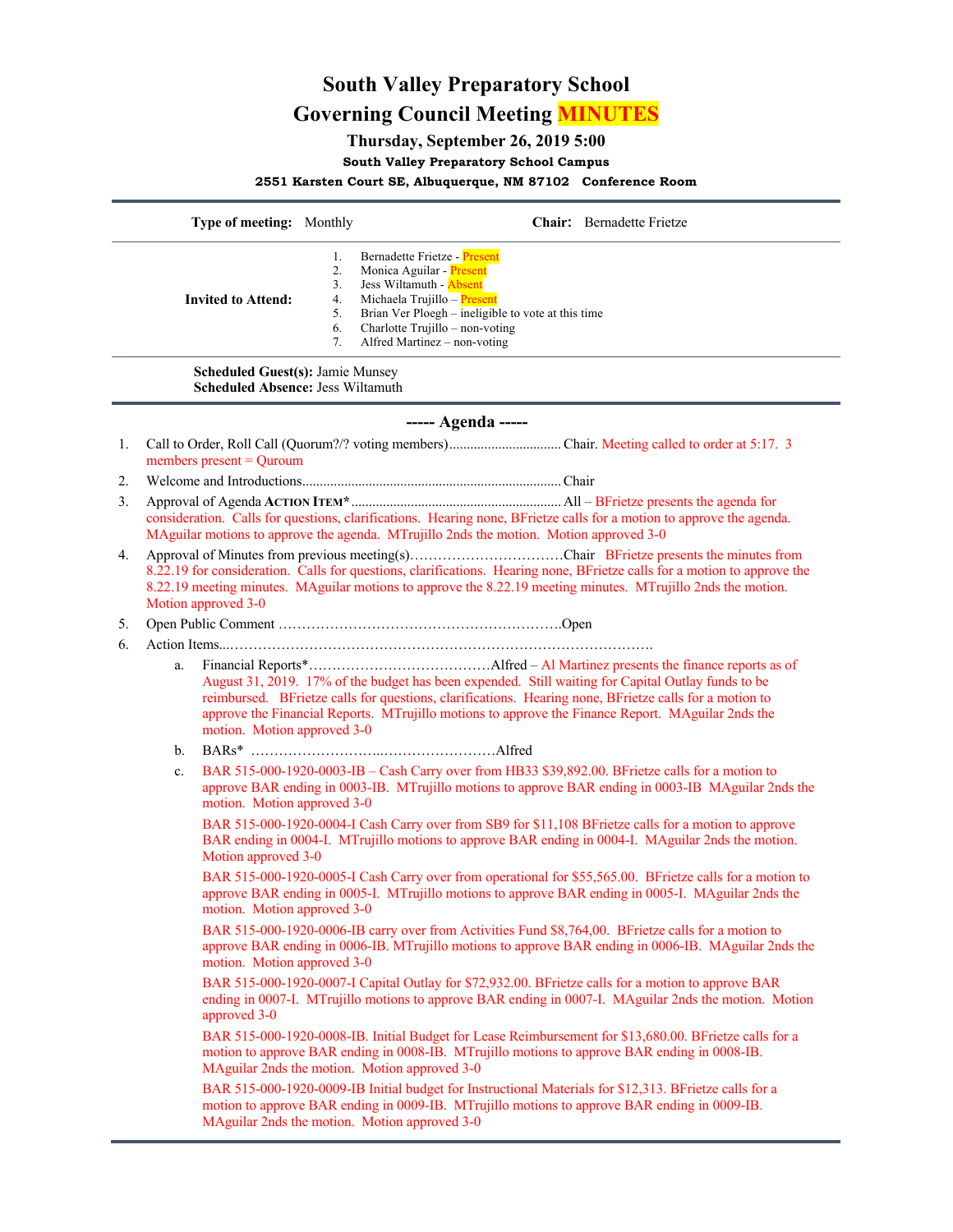# South Valley Preparatory School

# Governing Council Meeting MINUTES

### Thursday, September 26, 2019 5:00

**South Valley Preparatory School Campus**

**2551 Karsten Court SE, Albuquerque, NM 87102 Conference Room**

| | |
|---|---|
| **Type of meeting:** Monthly | **Chair:** Bernadette Frietze |
| **Invited to Attend:** | 1. Bernadette Frietze - Present<br>2. Monica Aguilar - Present<br>3. Jess Wiltamuth - Absent<br>4. Michaela Trujillo – Present<br>5. Brian Ver Ploegh – ineligible to vote at this time<br>6. Charlotte Trujillo – non-voting<br>7. Alfred Martinez – non-voting |

**Scheduled Guest(s):** Jamie Munsey
**Scheduled Absence:** Jess Wiltamuth

## ----- Agenda -----

1. Call to Order, Roll Call (Quorum?/? voting members)................................Chair. Meeting called to order at 5:17. 3 members present = Quroum
2. Welcome and Introductions.........................................................................Chair
3. Approval of Agenda **ACTION ITEM***...........................................................All – BFrietze presents the agenda for consideration. Calls for questions, clarifications. Hearing none, BFrietze calls for a motion to approve the agenda. MAguilar motions to approve the agenda. MTrujillo 2nds the motion. Motion approved 3-0
4. Approval of Minutes from previous meeting(s)……………………………Chair BFrietze presents the minutes from 8.22.19 for consideration. Calls for questions, clarifications. Hearing none, BFrietze calls for a motion to approve the 8.22.19 meeting minutes. MAguilar motions to approve the 8.22.19 meeting minutes. MTrujillo 2nds the motion. Motion approved 3-0
5. Open Public Comment ……………………………………………………Open
6. Action Items..……………………………………………………………………………….
   a. Financial Reports*…………………………………Alfred – Al Martinez presents the finance reports as of August 31, 2019. 17% of the budget has been expended. Still waiting for Capital Outlay funds to be reimbursed. BFrietze calls for questions, clarifications. Hearing none, BFrietze calls for a motion to approve the Financial Reports. MTrujillo motions to approve the Finance Report. MAguilar 2nds the motion. Motion approved 3-0
   b. BARs* ……………………..……………………Alfred
   c. BAR 515-000-1920-0003-IB – Cash Carry over from HB33 $39,892.00. BFrietze calls for a motion to approve BAR ending in 0003-IB. MTrujillo motions to approve BAR ending in 0003-IB MAguilar 2nds the motion. Motion approved 3-0

      BAR 515-000-1920-0004-I Cash Carry over from SB9 for $11,108 BFrietze calls for a motion to approve BAR ending in 0004-I. MTrujillo motions to approve BAR ending in 0004-I. MAguilar 2nds the motion. Motion approved 3-0

      BAR 515-000-1920-0005-I Cash Carry over from operational for $55,565.00. BFrietze calls for a motion to approve BAR ending in 0005-I. MTrujillo motions to approve BAR ending in 0005-I. MAguilar 2nds the motion. Motion approved 3-0

      BAR 515-000-1920-0006-IB carry over from Activities Fund $8,764,00. BFrietze calls for a motion to approve BAR ending in 0006-IB. MTrujillo motions to approve BAR ending in 0006-IB. MAguilar 2nds the motion. Motion approved 3-0

      BAR 515-000-1920-0007-I Capital Outlay for $72,932.00. BFrietze calls for a motion to approve BAR ending in 0007-I. MTrujillo motions to approve BAR ending in 0007-I. MAguilar 2nds the motion. Motion approved 3-0

      BAR 515-000-1920-0008-IB. Initial Budget for Lease Reimbursement for $13,680.00. BFrietze calls for a motion to approve BAR ending in 0008-IB. MTrujillo motions to approve BAR ending in 0008-IB. MAguilar 2nds the motion. Motion approved 3-0

      BAR 515-000-1920-0009-IB Initial budget for Instructional Materials for $12,313. BFrietze calls for a motion to approve BAR ending in 0009-IB. MTrujillo motions to approve BAR ending in 0009-IB. MAguilar 2nds the motion. Motion approved 3-0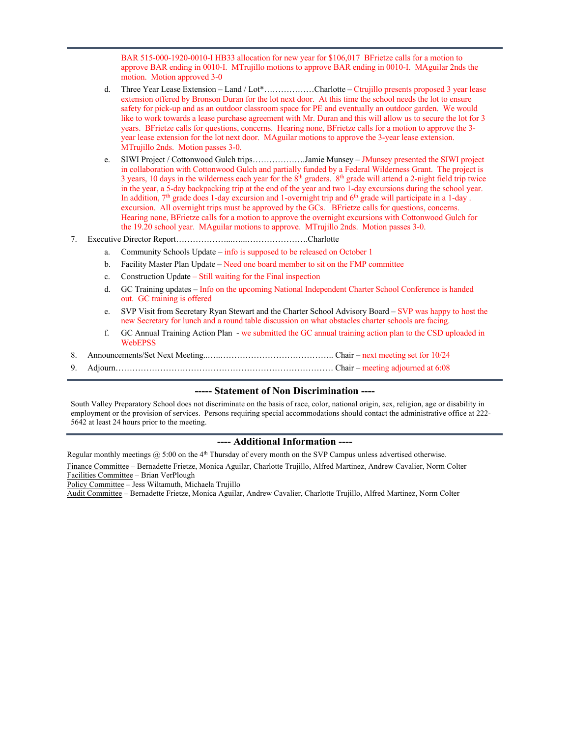BAR 515-000-1920-0010-I HB33 allocation for new year for $106,017 BFrietze calls for a motion to approve BAR ending in 0010-I. MTrujillo motions to approve BAR ending in 0010-I. MAguilar 2nds the motion. Motion approved 3-0

d. Three Year Lease Extension – Land / Lot*………………Charlotte – Ctrujillo presents proposed 3 year lease extension offered by Bronson Duran for the lot next door. At this time the school needs the lot to ensure safety for pick-up and as an outdoor classroom space for PE and eventually an outdoor garden. We would like to work towards a lease purchase agreement with Mr. Duran and this will allow us to secure the lot for 3 years. BFrietze calls for questions, concerns. Hearing none, BFrietze calls for a motion to approve the 3-year lease extension for the lot next door. MAguilar motions to approve the 3-year lease extension. MTrujillo 2nds. Motion passes 3-0.

e. SIWI Project / Cottonwood Gulch trips……………….Jamie Munsey – JMunsey presented the SIWI project in collaboration with Cottonwood Gulch and partially funded by a Federal Wilderness Grant. The project is 3 years, 10 days in the wilderness each year for the 8th graders. 8th grade will attend a 2-night field trip twice in the year, a 5-day backpacking trip at the end of the year and two 1-day excursions during the school year. In addition, 7th grade does 1-day excursion and 1-overnight trip and 6th grade will participate in a 1-day . excursion. All overnight trips must be approved by the GCs. BFrietze calls for questions, concerns. Hearing none, BFrietze calls for a motion to approve the overnight excursions with Cottonwood Gulch for the 19.20 school year. MAguilar motions to approve. MTrujillo 2nds. Motion passes 3-0.

7. Executive Director Report……………….....…...………………….Charlotte
   a. Community Schools Update – info is supposed to be released on October 1
   b. Facility Master Plan Update – Need one board member to sit on the FMP committee
   c. Construction Update – Still waiting for the Final inspection
   d. GC Training updates – Info on the upcoming National Independent Charter School Conference is handed out. GC training is offered
   e. SVP Visit from Secretary Ryan Stewart and the Charter School Advisory Board – SVP was happy to host the new Secretary for lunch and a round table discussion on what obstacles charter schools are facing.
   f. GC Annual Training Action Plan - we submitted the GC annual training action plan to the CSD uploaded in WebEPSS
8. Announcements/Set Next Meeting..…..………………………………….. Chair – next meeting set for 10/24
9. Adjourn……………………………………………………………………. Chair – meeting adjourned at 6:08

## ----- Statement of Non Discrimination ----

South Valley Preparatory School does not discriminate on the basis of race, color, national origin, sex, religion, age or disability in employment or the provision of services. Persons requiring special accommodations should contact the administrative office at 222-5642 at least 24 hours prior to the meeting.

## ---- Additional Information ----

Regular monthly meetings @ 5:00 on the 4th Thursday of every month on the SVP Campus unless advertised otherwise.

Finance Committee – Bernadette Frietze, Monica Aguilar, Charlotte Trujillo, Alfred Martinez, Andrew Cavalier, Norm Colter
Facilities Committee – Brian VerPlough
Policy Committee – Jess Wiltamuth, Michaela Trujillo
Audit Committee – Bernadette Frietze, Monica Aguilar, Andrew Cavalier, Charlotte Trujillo, Alfred Martinez, Norm Colter